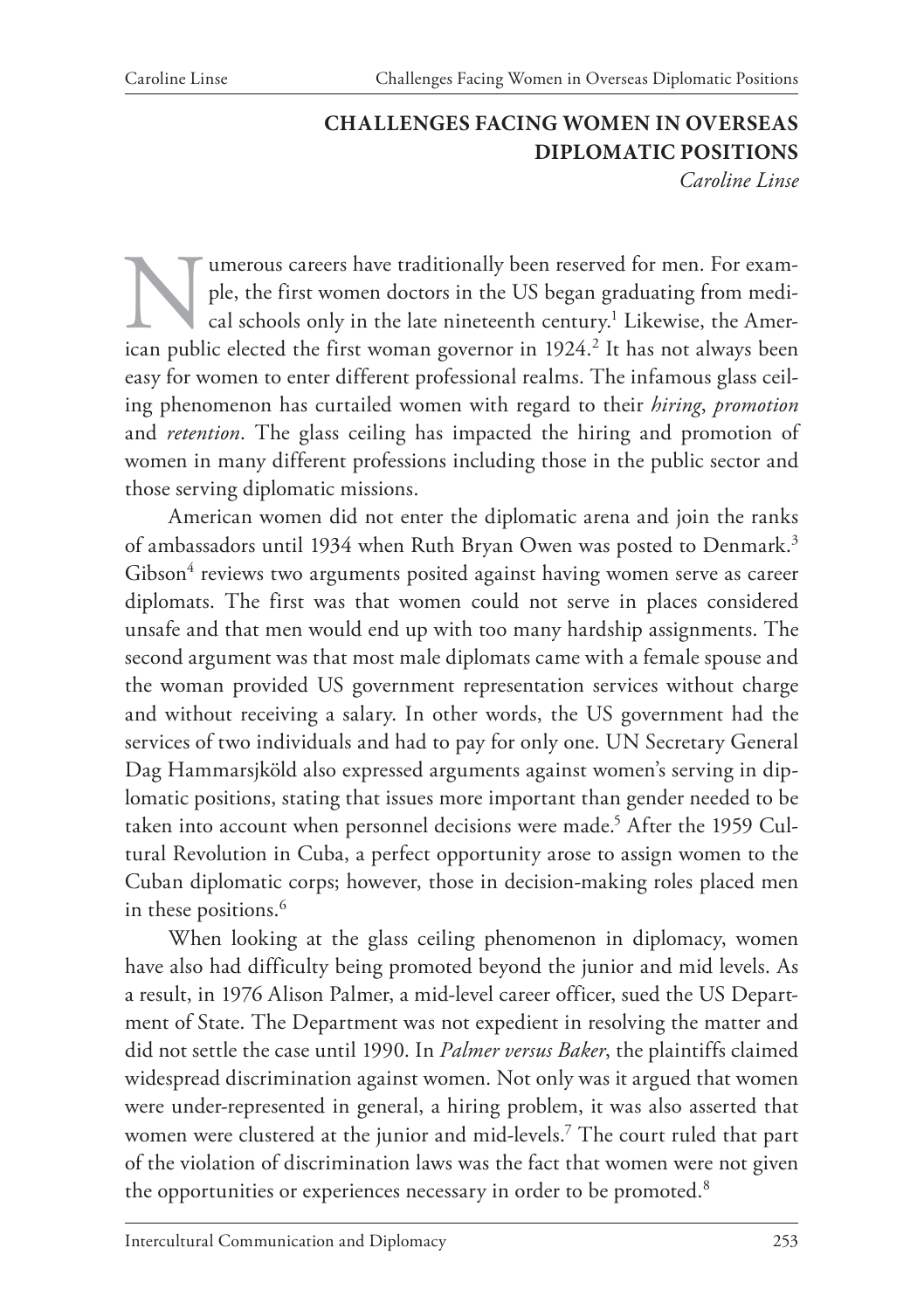# CHALLENGES FACING WOMEN IN OVERSEAS DIPLOMATIC POSITIONS

*Caroline Linse*

Numerous careers have traditionally been reserved for men. For example, the first women doctors in the US began graduating from medical schools only in the late nineteenth century.[1] Likewise, the American public elected the first woman governor in 1924.[2] It has not always been easy for women to enter different professional realms. The infamous glass ceiling phenomenon has curtailed women with regard to their *hiring*, *promotion* and *retention*. The glass ceiling has impacted the hiring and promotion of women in many different professions including those in the public sector and those serving diplomatic missions.

American women did not enter the diplomatic arena and join the ranks of ambassadors until 1934 when Ruth Bryan Owen was posted to Denmark.[3] Gibson[4] reviews two arguments posited against having women serve as career diplomats. The first was that women could not serve in places considered unsafe and that men would end up with too many hardship assignments. The second argument was that most male diplomats came with a female spouse and the woman provided US government representation services without charge and without receiving a salary. In other words, the US government had the services of two individuals and had to pay for only one. UN Secretary General Dag Hammarsjköld also expressed arguments against women's serving in diplomatic positions, stating that issues more important than gender needed to be taken into account when personnel decisions were made.[5] After the 1959 Cultural Revolution in Cuba, a perfect opportunity arose to assign women to the Cuban diplomatic corps; however, those in decision-making roles placed men in these positions.[6]

When looking at the glass ceiling phenomenon in diplomacy, women have also had difficulty being promoted beyond the junior and mid levels. As a result, in 1976 Alison Palmer, a mid-level career officer, sued the US Department of State. The Department was not expedient in resolving the matter and did not settle the case until 1990. In *Palmer versus Baker*, the plaintiffs claimed widespread discrimination against women. Not only was it argued that women were under-represented in general, a hiring problem, it was also asserted that women were clustered at the junior and mid-levels.[7] The court ruled that part of the violation of discrimination laws was the fact that women were not given the opportunities or experiences necessary in order to be promoted.[8]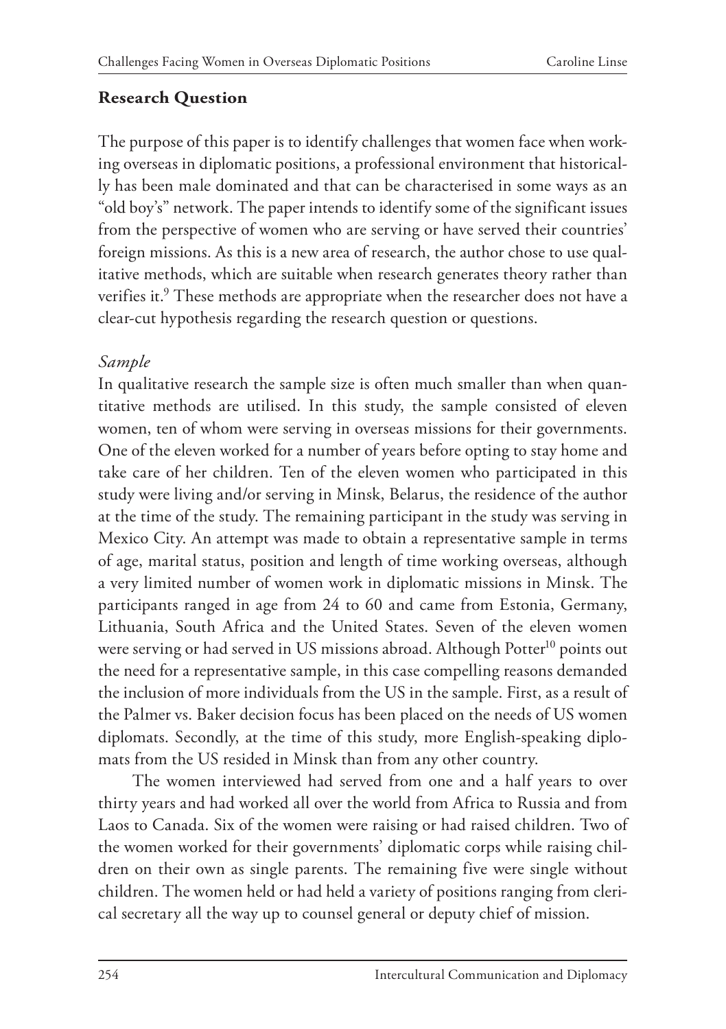## Research Question

The purpose of this paper is to identify challenges that women face when working overseas in diplomatic positions, a professional environment that historically has been male dominated and that can be characterised in some ways as an "old boy's" network. The paper intends to identify some of the significant issues from the perspective of women who are serving or have served their countries' foreign missions. As this is a new area of research, the author chose to use qualitative methods, which are suitable when research generates theory rather than verifies it.[9] These methods are appropriate when the researcher does not have a clear-cut hypothesis regarding the research question or questions.

### *Sample*

In qualitative research the sample size is often much smaller than when quantitative methods are utilised. In this study, the sample consisted of eleven women, ten of whom were serving in overseas missions for their governments. One of the eleven worked for a number of years before opting to stay home and take care of her children. Ten of the eleven women who participated in this study were living and/or serving in Minsk, Belarus, the residence of the author at the time of the study. The remaining participant in the study was serving in Mexico City. An attempt was made to obtain a representative sample in terms of age, marital status, position and length of time working overseas, although a very limited number of women work in diplomatic missions in Minsk. The participants ranged in age from 24 to 60 and came from Estonia, Germany, Lithuania, South Africa and the United States. Seven of the eleven women were serving or had served in US missions abroad. Although Potter[10] points out the need for a representative sample, in this case compelling reasons demanded the inclusion of more individuals from the US in the sample. First, as a result of the Palmer vs. Baker decision focus has been placed on the needs of US women diplomats. Secondly, at the time of this study, more English-speaking diplomats from the US resided in Minsk than from any other country.

The women interviewed had served from one and a half years to over thirty years and had worked all over the world from Africa to Russia and from Laos to Canada. Six of the women were raising or had raised children. Two of the women worked for their governments' diplomatic corps while raising children on their own as single parents. The remaining five were single without children. The women held or had held a variety of positions ranging from clerical secretary all the way up to counsel general or deputy chief of mission.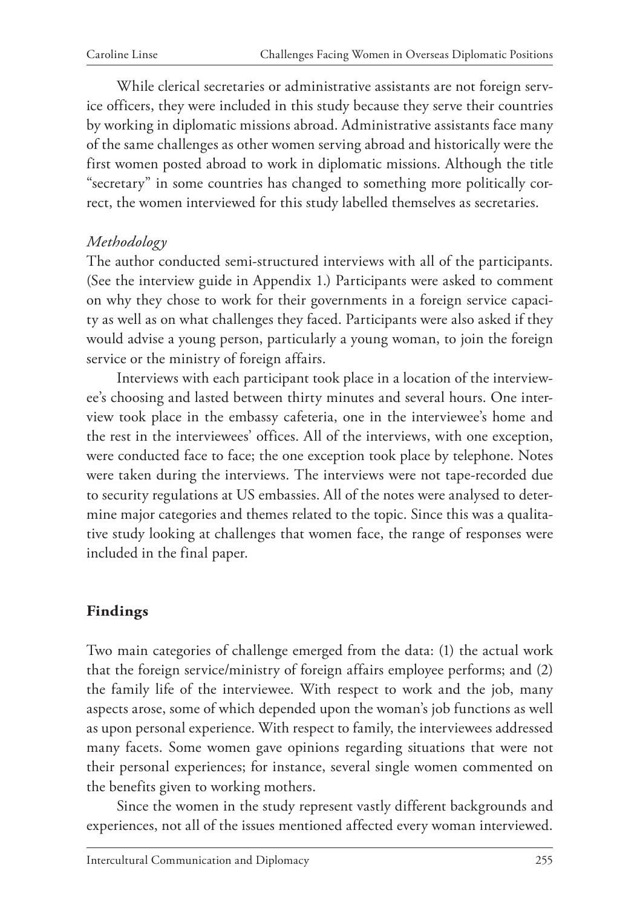While clerical secretaries or administrative assistants are not foreign service officers, they were included in this study because they serve their countries by working in diplomatic missions abroad. Administrative assistants face many of the same challenges as other women serving abroad and historically were the first women posted abroad to work in diplomatic missions. Although the title "secretary" in some countries has changed to something more politically correct, the women interviewed for this study labelled themselves as secretaries.

### *Methodology*

The author conducted semi-structured interviews with all of the participants. (See the interview guide in Appendix 1.) Participants were asked to comment on why they chose to work for their governments in a foreign service capacity as well as on what challenges they faced. Participants were also asked if they would advise a young person, particularly a young woman, to join the foreign service or the ministry of foreign affairs.

Interviews with each participant took place in a location of the interviewee's choosing and lasted between thirty minutes and several hours. One interview took place in the embassy cafeteria, one in the interviewee's home and the rest in the interviewees' offices. All of the interviews, with one exception, were conducted face to face; the one exception took place by telephone. Notes were taken during the interviews. The interviews were not tape-recorded due to security regulations at US embassies. All of the notes were analysed to determine major categories and themes related to the topic. Since this was a qualitative study looking at challenges that women face, the range of responses were included in the final paper.

## **Findings**

Two main categories of challenge emerged from the data: (1) the actual work that the foreign service/ministry of foreign affairs employee performs; and (2) the family life of the interviewee. With respect to work and the job, many aspects arose, some of which depended upon the woman's job functions as well as upon personal experience. With respect to family, the interviewees addressed many facets. Some women gave opinions regarding situations that were not their personal experiences; for instance, several single women commented on the benefits given to working mothers.

Since the women in the study represent vastly different backgrounds and experiences, not all of the issues mentioned affected every woman interviewed.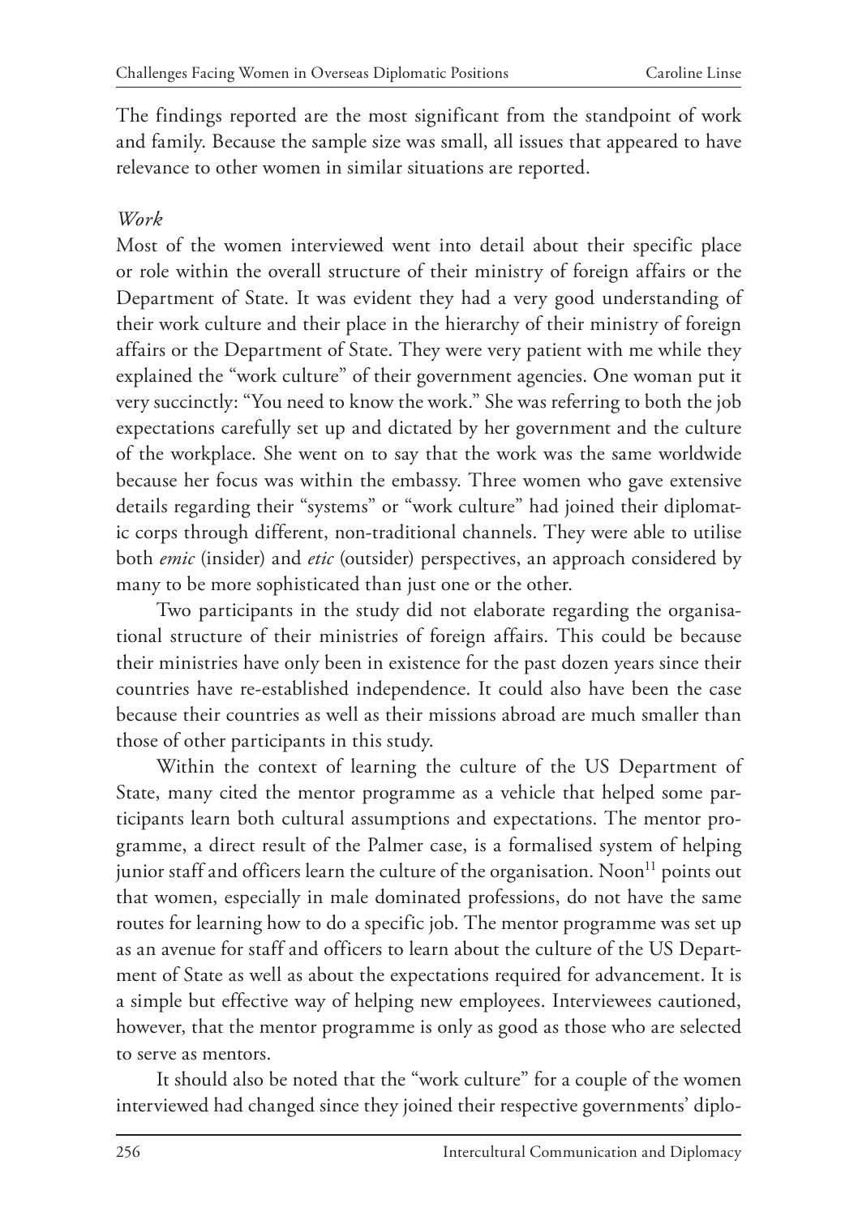The findings reported are the most significant from the standpoint of work and family. Because the sample size was small, all issues that appeared to have relevance to other women in similar situations are reported.

*Work*

Most of the women interviewed went into detail about their specific place or role within the overall structure of their ministry of foreign affairs or the Department of State. It was evident they had a very good understanding of their work culture and their place in the hierarchy of their ministry of foreign affairs or the Department of State. They were very patient with me while they explained the "work culture" of their government agencies. One woman put it very succinctly: "You need to know the work." She was referring to both the job expectations carefully set up and dictated by her government and the culture of the workplace. She went on to say that the work was the same worldwide because her focus was within the embassy. Three women who gave extensive details regarding their "systems" or "work culture" had joined their diplomatic corps through different, non-traditional channels. They were able to utilise both *emic* (insider) and *etic* (outsider) perspectives, an approach considered by many to be more sophisticated than just one or the other.

Two participants in the study did not elaborate regarding the organisational structure of their ministries of foreign affairs. This could be because their ministries have only been in existence for the past dozen years since their countries have re-established independence. It could also have been the case because their countries as well as their missions abroad are much smaller than those of other participants in this study.

Within the context of learning the culture of the US Department of State, many cited the mentor programme as a vehicle that helped some participants learn both cultural assumptions and expectations. The mentor programme, a direct result of the Palmer case, is a formalised system of helping junior staff and officers learn the culture of the organisation. Noon[11] points out that women, especially in male dominated professions, do not have the same routes for learning how to do a specific job. The mentor programme was set up as an avenue for staff and officers to learn about the culture of the US Department of State as well as about the expectations required for advancement. It is a simple but effective way of helping new employees. Interviewees cautioned, however, that the mentor programme is only as good as those who are selected to serve as mentors.

It should also be noted that the "work culture" for a couple of the women interviewed had changed since they joined their respective governments' diplo-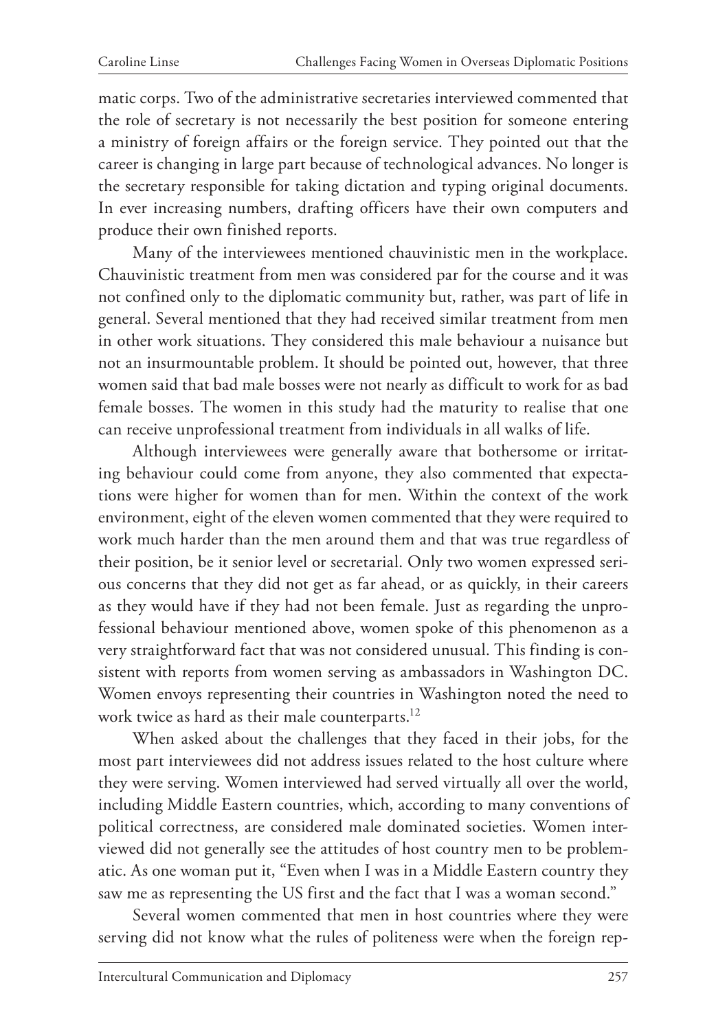matic corps. Two of the administrative secretaries interviewed commented that the role of secretary is not necessarily the best position for someone entering a ministry of foreign affairs or the foreign service. They pointed out that the career is changing in large part because of technological advances. No longer is the secretary responsible for taking dictation and typing original documents. In ever increasing numbers, drafting officers have their own computers and produce their own finished reports.

Many of the interviewees mentioned chauvinistic men in the workplace. Chauvinistic treatment from men was considered par for the course and it was not confined only to the diplomatic community but, rather, was part of life in general. Several mentioned that they had received similar treatment from men in other work situations. They considered this male behaviour a nuisance but not an insurmountable problem. It should be pointed out, however, that three women said that bad male bosses were not nearly as difficult to work for as bad female bosses. The women in this study had the maturity to realise that one can receive unprofessional treatment from individuals in all walks of life.

Although interviewees were generally aware that bothersome or irritating behaviour could come from anyone, they also commented that expectations were higher for women than for men. Within the context of the work environment, eight of the eleven women commented that they were required to work much harder than the men around them and that was true regardless of their position, be it senior level or secretarial. Only two women expressed serious concerns that they did not get as far ahead, or as quickly, in their careers as they would have if they had not been female. Just as regarding the unprofessional behaviour mentioned above, women spoke of this phenomenon as a very straightforward fact that was not considered unusual. This finding is consistent with reports from women serving as ambassadors in Washington DC. Women envoys representing their countries in Washington noted the need to work twice as hard as their male counterparts.[12]

When asked about the challenges that they faced in their jobs, for the most part interviewees did not address issues related to the host culture where they were serving. Women interviewed had served virtually all over the world, including Middle Eastern countries, which, according to many conventions of political correctness, are considered male dominated societies. Women interviewed did not generally see the attitudes of host country men to be problematic. As one woman put it, "Even when I was in a Middle Eastern country they saw me as representing the US first and the fact that I was a woman second."

Several women commented that men in host countries where they were serving did not know what the rules of politeness were when the foreign rep-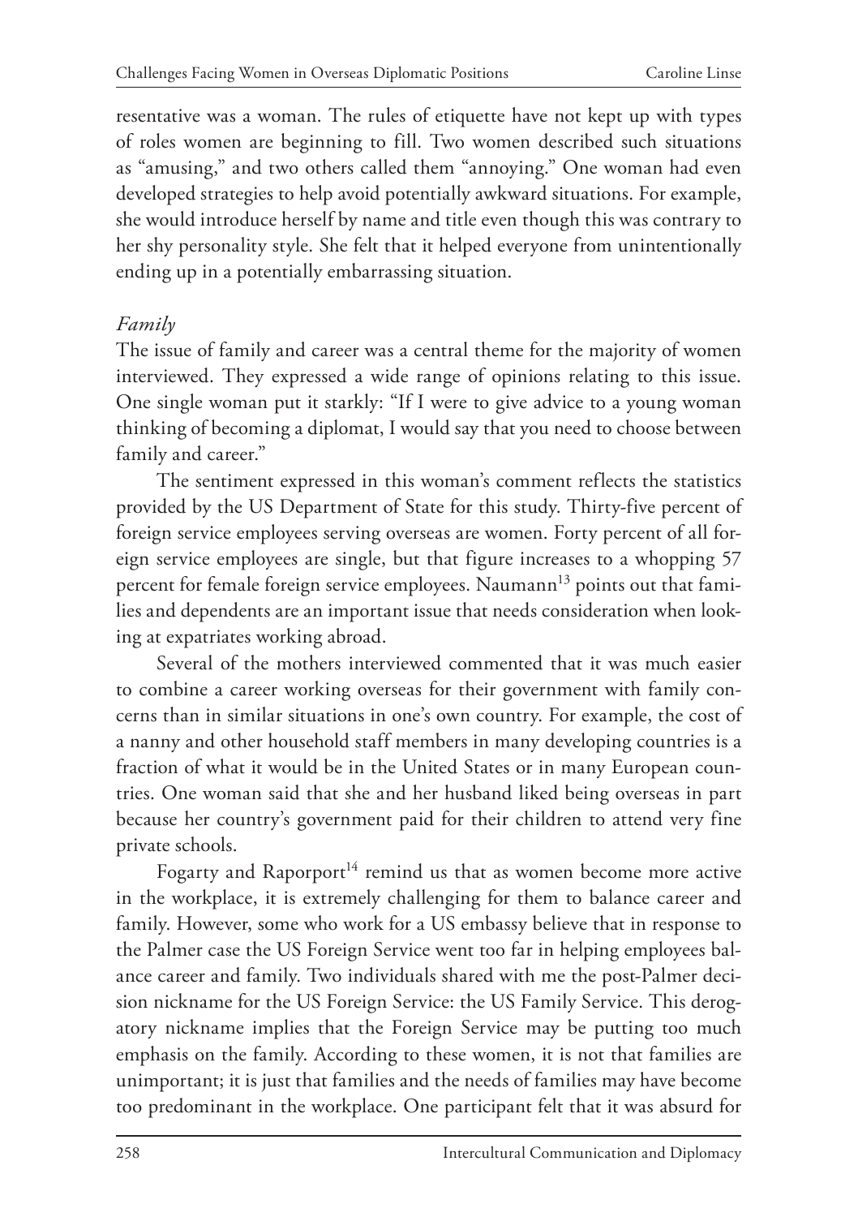resentative was a woman. The rules of etiquette have not kept up with types of roles women are beginning to fill. Two women described such situations as "amusing," and two others called them "annoying." One woman had even developed strategies to help avoid potentially awkward situations. For example, she would introduce herself by name and title even though this was contrary to her shy personality style. She felt that it helped everyone from unintentionally ending up in a potentially embarrassing situation.

*Family*

The issue of family and career was a central theme for the majority of women interviewed. They expressed a wide range of opinions relating to this issue. One single woman put it starkly: "If I were to give advice to a young woman thinking of becoming a diplomat, I would say that you need to choose between family and career."

The sentiment expressed in this woman's comment reflects the statistics provided by the US Department of State for this study. Thirty-five percent of foreign service employees serving overseas are women. Forty percent of all foreign service employees are single, but that figure increases to a whopping 57 percent for female foreign service employees. Naumann[13] points out that families and dependents are an important issue that needs consideration when looking at expatriates working abroad.

Several of the mothers interviewed commented that it was much easier to combine a career working overseas for their government with family concerns than in similar situations in one's own country. For example, the cost of a nanny and other household staff members in many developing countries is a fraction of what it would be in the United States or in many European countries. One woman said that she and her husband liked being overseas in part because her country's government paid for their children to attend very fine private schools.

Fogarty and Raporport[14] remind us that as women become more active in the workplace, it is extremely challenging for them to balance career and family. However, some who work for a US embassy believe that in response to the Palmer case the US Foreign Service went too far in helping employees balance career and family. Two individuals shared with me the post-Palmer decision nickname for the US Foreign Service: the US Family Service. This derogatory nickname implies that the Foreign Service may be putting too much emphasis on the family. According to these women, it is not that families are unimportant; it is just that families and the needs of families may have become too predominant in the workplace. One participant felt that it was absurd for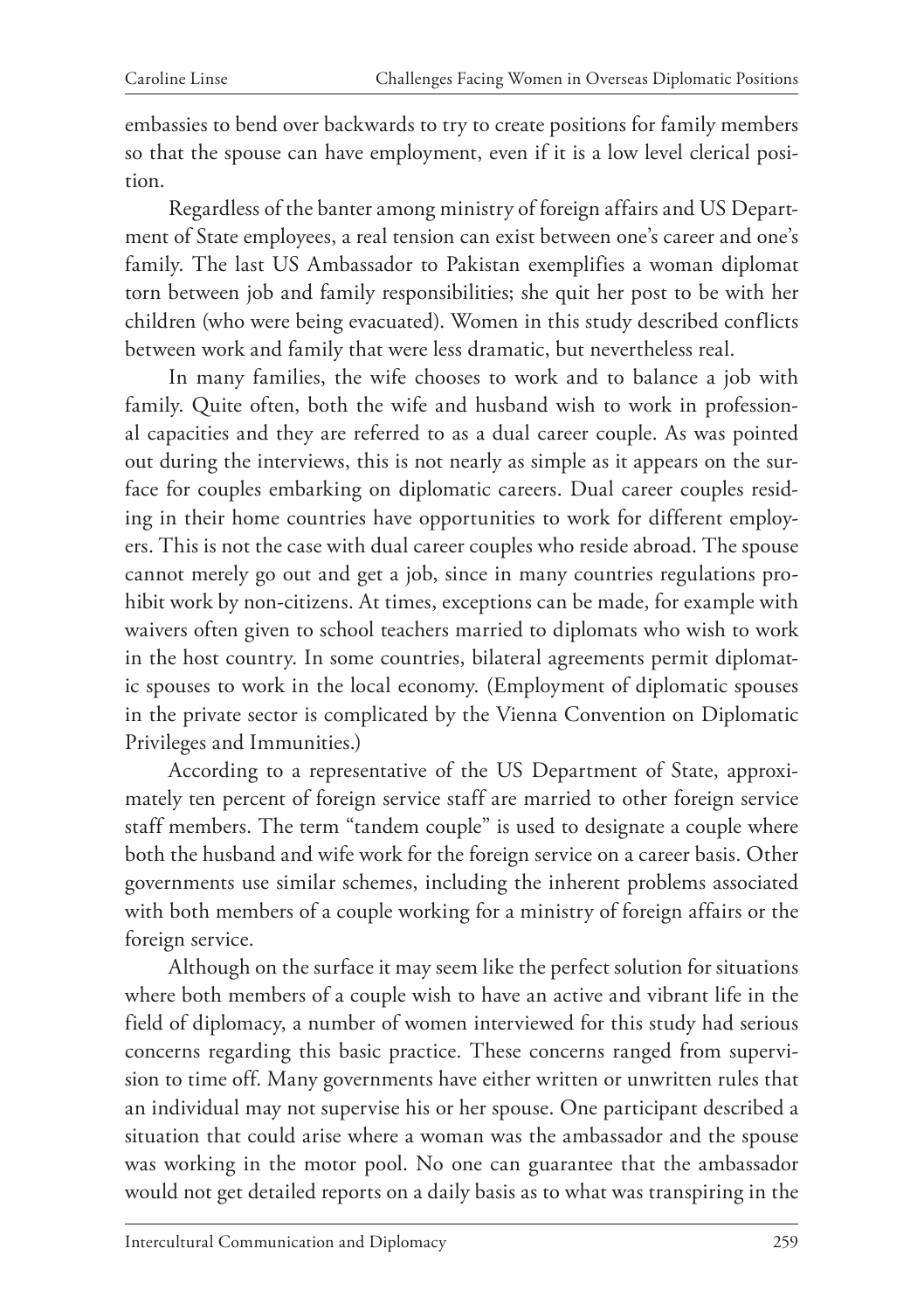embassies to bend over backwards to try to create positions for family members so that the spouse can have employment, even if it is a low level clerical position.

Regardless of the banter among ministry of foreign affairs and US Department of State employees, a real tension can exist between one's career and one's family. The last US Ambassador to Pakistan exemplifies a woman diplomat torn between job and family responsibilities; she quit her post to be with her children (who were being evacuated). Women in this study described conflicts between work and family that were less dramatic, but nevertheless real.

In many families, the wife chooses to work and to balance a job with family. Quite often, both the wife and husband wish to work in professional capacities and they are referred to as a dual career couple. As was pointed out during the interviews, this is not nearly as simple as it appears on the surface for couples embarking on diplomatic careers. Dual career couples residing in their home countries have opportunities to work for different employers. This is not the case with dual career couples who reside abroad. The spouse cannot merely go out and get a job, since in many countries regulations prohibit work by non-citizens. At times, exceptions can be made, for example with waivers often given to school teachers married to diplomats who wish to work in the host country. In some countries, bilateral agreements permit diplomatic spouses to work in the local economy. (Employment of diplomatic spouses in the private sector is complicated by the Vienna Convention on Diplomatic Privileges and Immunities.)

According to a representative of the US Department of State, approximately ten percent of foreign service staff are married to other foreign service staff members. The term "tandem couple" is used to designate a couple where both the husband and wife work for the foreign service on a career basis. Other governments use similar schemes, including the inherent problems associated with both members of a couple working for a ministry of foreign affairs or the foreign service.

Although on the surface it may seem like the perfect solution for situations where both members of a couple wish to have an active and vibrant life in the field of diplomacy, a number of women interviewed for this study had serious concerns regarding this basic practice. These concerns ranged from supervision to time off. Many governments have either written or unwritten rules that an individual may not supervise his or her spouse. One participant described a situation that could arise where a woman was the ambassador and the spouse was working in the motor pool. No one can guarantee that the ambassador would not get detailed reports on a daily basis as to what was transpiring in the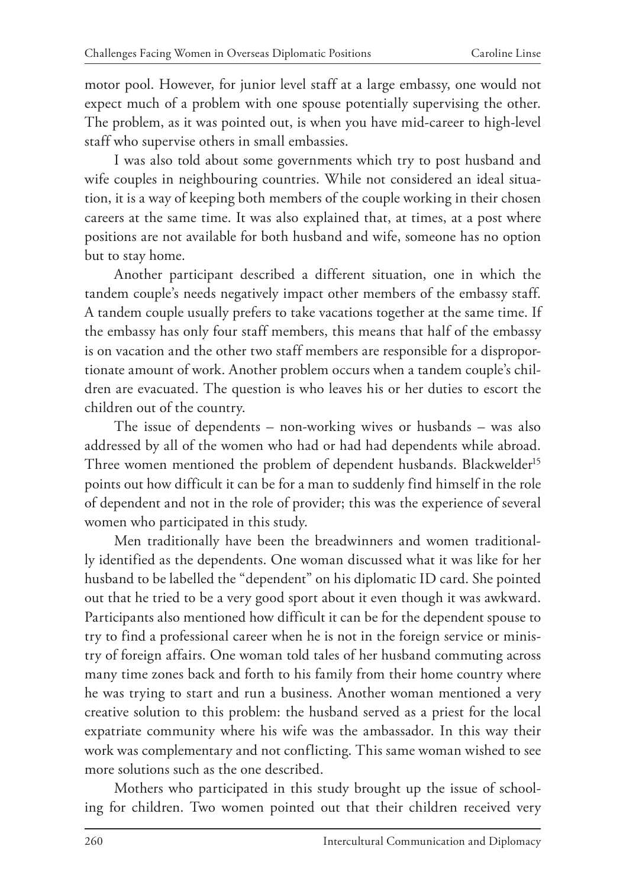motor pool. However, for junior level staff at a large embassy, one would not expect much of a problem with one spouse potentially supervising the other. The problem, as it was pointed out, is when you have mid-career to high-level staff who supervise others in small embassies.

I was also told about some governments which try to post husband and wife couples in neighbouring countries. While not considered an ideal situation, it is a way of keeping both members of the couple working in their chosen careers at the same time. It was also explained that, at times, at a post where positions are not available for both husband and wife, someone has no option but to stay home.

Another participant described a different situation, one in which the tandem couple's needs negatively impact other members of the embassy staff. A tandem couple usually prefers to take vacations together at the same time. If the embassy has only four staff members, this means that half of the embassy is on vacation and the other two staff members are responsible for a disproportionate amount of work. Another problem occurs when a tandem couple's children are evacuated. The question is who leaves his or her duties to escort the children out of the country.

The issue of dependents – non-working wives or husbands – was also addressed by all of the women who had or had had dependents while abroad. Three women mentioned the problem of dependent husbands. Blackwelder[15] points out how difficult it can be for a man to suddenly find himself in the role of dependent and not in the role of provider; this was the experience of several women who participated in this study.

Men traditionally have been the breadwinners and women traditionally identified as the dependents. One woman discussed what it was like for her husband to be labelled the "dependent" on his diplomatic ID card. She pointed out that he tried to be a very good sport about it even though it was awkward. Participants also mentioned how difficult it can be for the dependent spouse to try to find a professional career when he is not in the foreign service or ministry of foreign affairs. One woman told tales of her husband commuting across many time zones back and forth to his family from their home country where he was trying to start and run a business. Another woman mentioned a very creative solution to this problem: the husband served as a priest for the local expatriate community where his wife was the ambassador. In this way their work was complementary and not conflicting. This same woman wished to see more solutions such as the one described.

Mothers who participated in this study brought up the issue of schooling for children. Two women pointed out that their children received very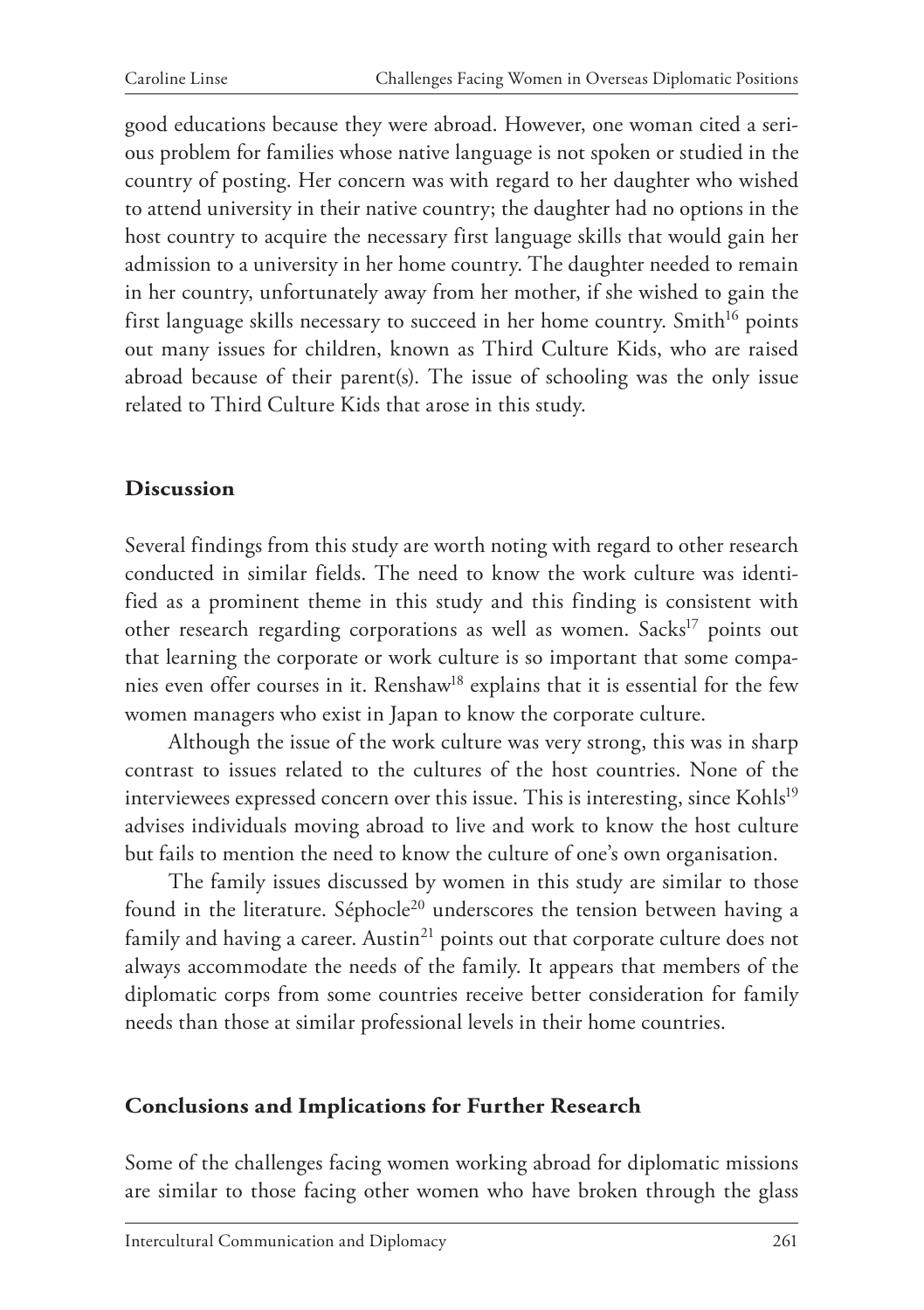good educations because they were abroad. However, one woman cited a serious problem for families whose native language is not spoken or studied in the country of posting. Her concern was with regard to her daughter who wished to attend university in their native country; the daughter had no options in the host country to acquire the necessary first language skills that would gain her admission to a university in her home country. The daughter needed to remain in her country, unfortunately away from her mother, if she wished to gain the first language skills necessary to succeed in her home country. Smith[16] points out many issues for children, known as Third Culture Kids, who are raised abroad because of their parent(s). The issue of schooling was the only issue related to Third Culture Kids that arose in this study.

## Discussion

Several findings from this study are worth noting with regard to other research conducted in similar fields. The need to know the work culture was identified as a prominent theme in this study and this finding is consistent with other research regarding corporations as well as women. Sacks[17] points out that learning the corporate or work culture is so important that some companies even offer courses in it. Renshaw[18] explains that it is essential for the few women managers who exist in Japan to know the corporate culture.

Although the issue of the work culture was very strong, this was in sharp contrast to issues related to the cultures of the host countries. None of the interviewees expressed concern over this issue. This is interesting, since Kohls[19] advises individuals moving abroad to live and work to know the host culture but fails to mention the need to know the culture of one's own organisation.

The family issues discussed by women in this study are similar to those found in the literature. Séphocle[20] underscores the tension between having a family and having a career. Austin[21] points out that corporate culture does not always accommodate the needs of the family. It appears that members of the diplomatic corps from some countries receive better consideration for family needs than those at similar professional levels in their home countries.

## Conclusions and Implications for Further Research

Some of the challenges facing women working abroad for diplomatic missions are similar to those facing other women who have broken through the glass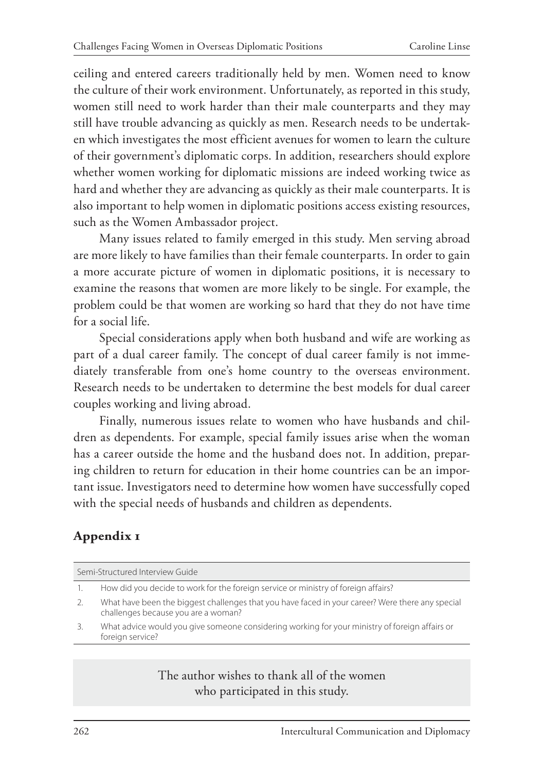ceiling and entered careers traditionally held by men. Women need to know the culture of their work environment. Unfortunately, as reported in this study, women still need to work harder than their male counterparts and they may still have trouble advancing as quickly as men. Research needs to be undertaken which investigates the most efficient avenues for women to learn the culture of their government's diplomatic corps. In addition, researchers should explore whether women working for diplomatic missions are indeed working twice as hard and whether they are advancing as quickly as their male counterparts. It is also important to help women in diplomatic positions access existing resources, such as the Women Ambassador project.

Many issues related to family emerged in this study. Men serving abroad are more likely to have families than their female counterparts. In order to gain a more accurate picture of women in diplomatic positions, it is necessary to examine the reasons that women are more likely to be single. For example, the problem could be that women are working so hard that they do not have time for a social life.

Special considerations apply when both husband and wife are working as part of a dual career family. The concept of dual career family is not immediately transferable from one's home country to the overseas environment. Research needs to be undertaken to determine the best models for dual career couples working and living abroad.

Finally, numerous issues relate to women who have husbands and children as dependents. For example, special family issues arise when the woman has a career outside the home and the husband does not. In addition, preparing children to return for education in their home countries can be an important issue. Investigators need to determine how women have successfully coped with the special needs of husbands and children as dependents.

## Appendix 1

| Semi-Structured Interview Guide | |
|---|---|
| 1. | How did you decide to work for the foreign service or ministry of foreign affairs? |
| 2. | What have been the biggest challenges that you have faced in your career? Were there any special challenges because you are a woman? |
| 3. | What advice would you give someone considering working for your ministry of foreign affairs or foreign service? |

The author wishes to thank all of the women who participated in this study.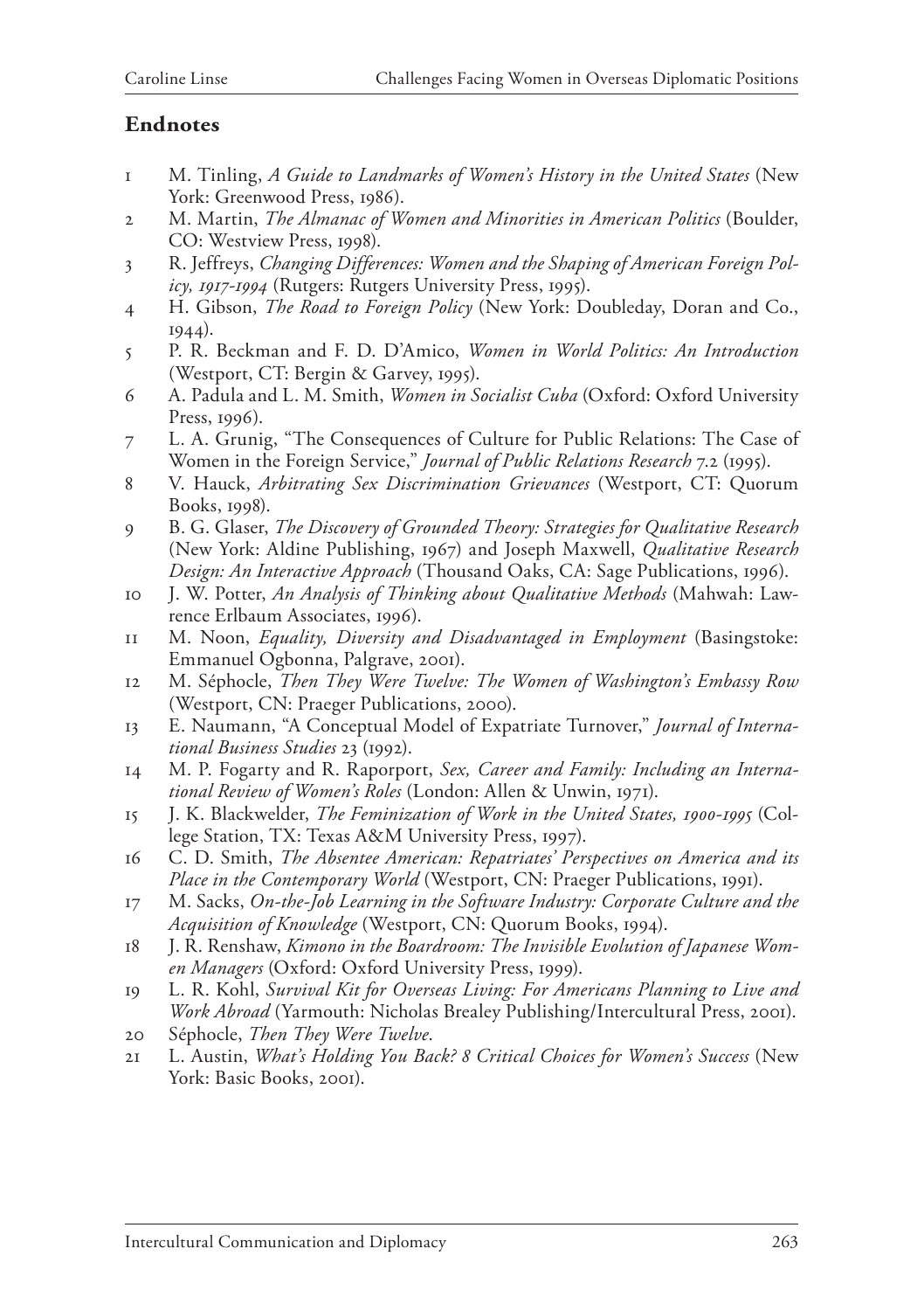## Endnotes

1. M. Tinling, *A Guide to Landmarks of Women's History in the United States* (New York: Greenwood Press, 1986).
2. M. Martin, *The Almanac of Women and Minorities in American Politics* (Boulder, CO: Westview Press, 1998).
3. R. Jeffreys, *Changing Differences: Women and the Shaping of American Foreign Policy, 1917-1994* (Rutgers: Rutgers University Press, 1995).
4. H. Gibson, *The Road to Foreign Policy* (New York: Doubleday, Doran and Co., 1944).
5. P. R. Beckman and F. D. D'Amico, *Women in World Politics: An Introduction* (Westport, CT: Bergin & Garvey, 1995).
6. A. Padula and L. M. Smith, *Women in Socialist Cuba* (Oxford: Oxford University Press, 1996).
7. L. A. Grunig, "The Consequences of Culture for Public Relations: The Case of Women in the Foreign Service," *Journal of Public Relations Research* 7.2 (1995).
8. V. Hauck, *Arbitrating Sex Discrimination Grievances* (Westport, CT: Quorum Books, 1998).
9. B. G. Glaser, *The Discovery of Grounded Theory: Strategies for Qualitative Research* (New York: Aldine Publishing, 1967) and Joseph Maxwell, *Qualitative Research Design: An Interactive Approach* (Thousand Oaks, CA: Sage Publications, 1996).
10. J. W. Potter, *An Analysis of Thinking about Qualitative Methods* (Mahwah: Lawrence Erlbaum Associates, 1996).
11. M. Noon, *Equality, Diversity and Disadvantaged in Employment* (Basingstoke: Emmanuel Ogbonna, Palgrave, 2001).
12. M. Séphocle, *Then They Were Twelve: The Women of Washington's Embassy Row* (Westport, CN: Praeger Publications, 2000).
13. E. Naumann, "A Conceptual Model of Expatriate Turnover," *Journal of International Business Studies* 23 (1992).
14. M. P. Fogarty and R. Raporport, *Sex, Career and Family: Including an International Review of Women's Roles* (London: Allen & Unwin, 1971).
15. J. K. Blackwelder, *The Feminization of Work in the United States, 1900-1995* (College Station, TX: Texas A&M University Press, 1997).
16. C. D. Smith, *The Absentee American: Repatriates' Perspectives on America and its Place in the Contemporary World* (Westport, CN: Praeger Publications, 1991).
17. M. Sacks, *On-the-Job Learning in the Software Industry: Corporate Culture and the Acquisition of Knowledge* (Westport, CN: Quorum Books, 1994).
18. J. R. Renshaw, *Kimono in the Boardroom: The Invisible Evolution of Japanese Women Managers* (Oxford: Oxford University Press, 1999).
19. L. R. Kohl, *Survival Kit for Overseas Living: For Americans Planning to Live and Work Abroad* (Yarmouth: Nicholas Brealey Publishing/Intercultural Press, 2001).
20. Séphocle, *Then They Were Twelve*.
21. L. Austin, *What's Holding You Back? 8 Critical Choices for Women's Success* (New York: Basic Books, 2001).